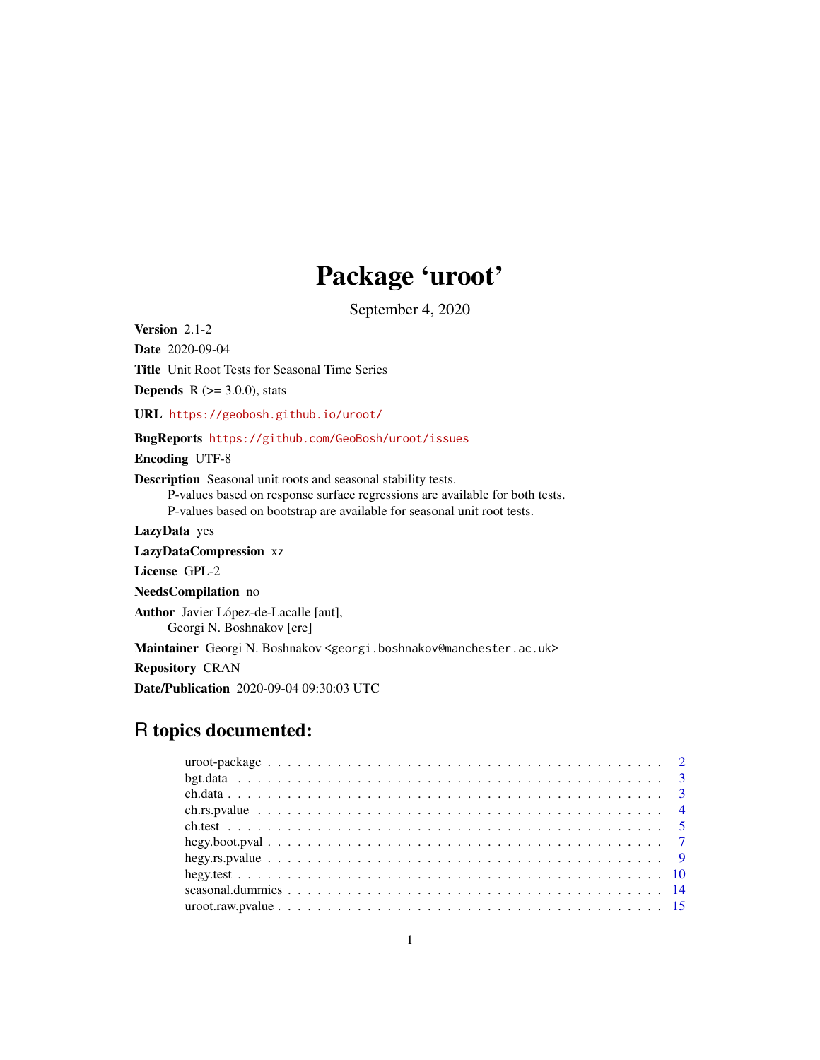# Package 'uroot'

September 4, 2020

**Version** 2.1-2

**Date** 2020-09-04

**Title** Unit Root Tests for Seasonal Time Series

**Depends** R (>= 3.0.0), stats

**URL** https://geobosh.github.io/uroot/

**BugReports** https://github.com/GeoBosh/uroot/issues

**Encoding** UTF-8

**Description** Seasonal unit roots and seasonal stability tests.
P-values based on response surface regressions are available for both tests.
P-values based on bootstrap are available for seasonal unit root tests.

**LazyData** yes

**LazyDataCompression** xz

**License** GPL-2

**NeedsCompilation** no

**Author** Javier López-de-Lacalle [aut],
Georgi N. Boshnakov [cre]

**Maintainer** Georgi N. Boshnakov <georgi.boshnakov@manchester.ac.uk>

**Repository** CRAN

**Date/Publication** 2020-09-04 09:30:03 UTC

## R topics documented:

uroot-package . . . . . . . . . . . . . . . . . . . . . . . . . . . . . . . . . . . . . . . 2
bgt.data . . . . . . . . . . . . . . . . . . . . . . . . . . . . . . . . . . . . . . . . . . 3
ch.data . . . . . . . . . . . . . . . . . . . . . . . . . . . . . . . . . . . . . . . . . . 3
ch.rs.pvalue . . . . . . . . . . . . . . . . . . . . . . . . . . . . . . . . . . . . . . . . 4
ch.test . . . . . . . . . . . . . . . . . . . . . . . . . . . . . . . . . . . . . . . . . . 5
hegy.boot.pval . . . . . . . . . . . . . . . . . . . . . . . . . . . . . . . . . . . . . . 7
hegy.rs.pvalue . . . . . . . . . . . . . . . . . . . . . . . . . . . . . . . . . . . . . . 9
hegy.test . . . . . . . . . . . . . . . . . . . . . . . . . . . . . . . . . . . . . . . . . 10
seasonal.dummies . . . . . . . . . . . . . . . . . . . . . . . . . . . . . . . . . . . . . 14
uroot.raw.pvalue . . . . . . . . . . . . . . . . . . . . . . . . . . . . . . . . . . . . . 15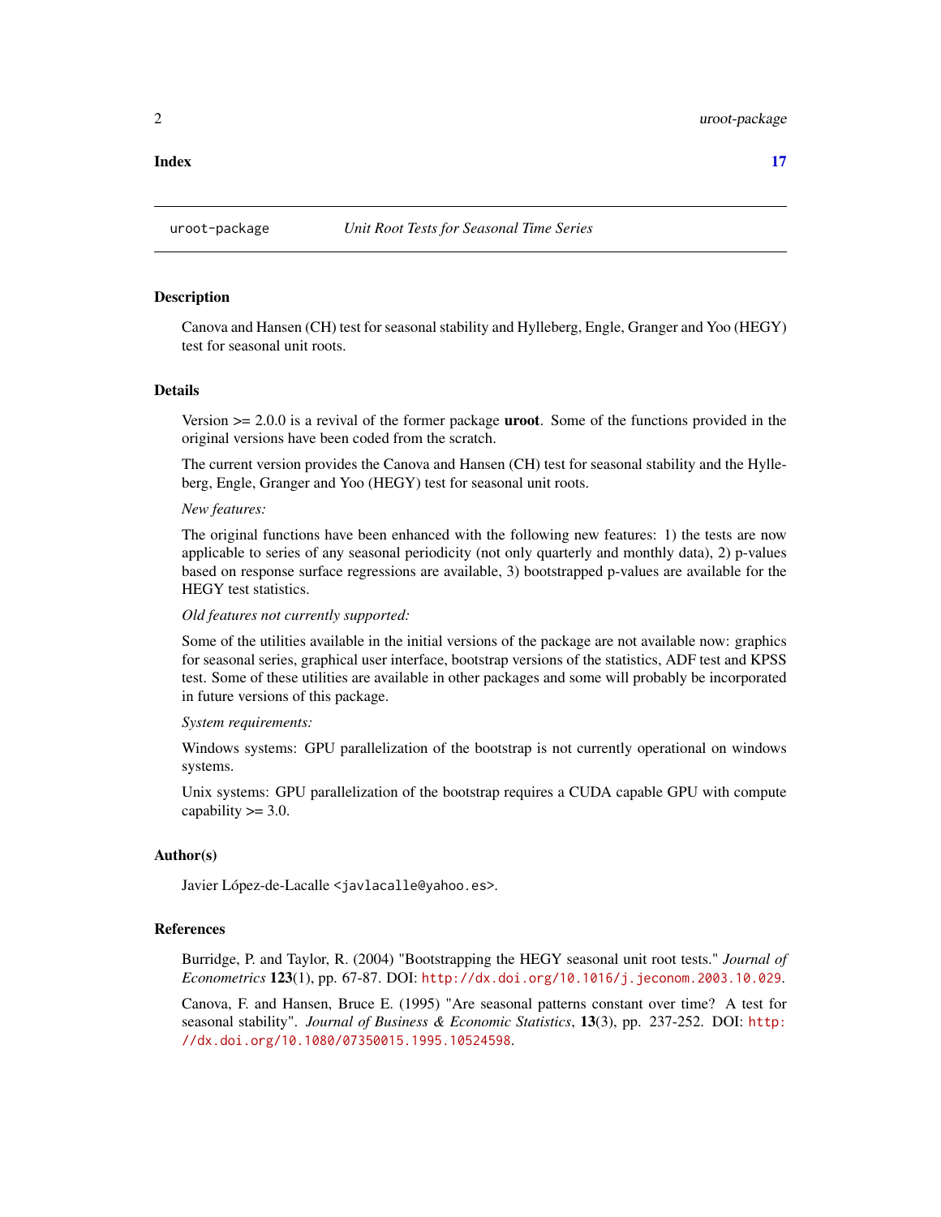**Index** **17**

---

uroot-package *Unit Root Tests for Seasonal Time Series*

---

## Description

Canova and Hansen (CH) test for seasonal stability and Hylleberg, Engle, Granger and Yoo (HEGY) test for seasonal unit roots.

## Details

Version >= 2.0.0 is a revival of the former package **uroot**. Some of the functions provided in the original versions have been coded from the scratch.

The current version provides the Canova and Hansen (CH) test for seasonal stability and the Hylleberg, Engle, Granger and Yoo (HEGY) test for seasonal unit roots.

*New features:*

The original functions have been enhanced with the following new features: 1) the tests are now applicable to series of any seasonal periodicity (not only quarterly and monthly data), 2) p-values based on response surface regressions are available, 3) bootstrapped p-values are available for the HEGY test statistics.

*Old features not currently supported:*

Some of the utilities available in the initial versions of the package are not available now: graphics for seasonal series, graphical user interface, bootstrap versions of the statistics, ADF test and KPSS test. Some of these utilities are available in other packages and some will probably be incorporated in future versions of this package.

*System requirements:*

Windows systems: GPU parallelization of the bootstrap is not currently operational on windows systems.

Unix systems: GPU parallelization of the bootstrap requires a CUDA capable GPU with compute capability >= 3.0.

## Author(s)

Javier López-de-Lacalle <javlacalle@yahoo.es>.

## References

Burridge, P. and Taylor, R. (2004) "Bootstrapping the HEGY seasonal unit root tests." *Journal of Econometrics* **123**(1), pp. 67-87. DOI: http://dx.doi.org/10.1016/j.jeconom.2003.10.029.

Canova, F. and Hansen, Bruce E. (1995) "Are seasonal patterns constant over time? A test for seasonal stability". *Journal of Business & Economic Statistics*, **13**(3), pp. 237-252. DOI: http://dx.doi.org/10.1080/07350015.1995.10524598.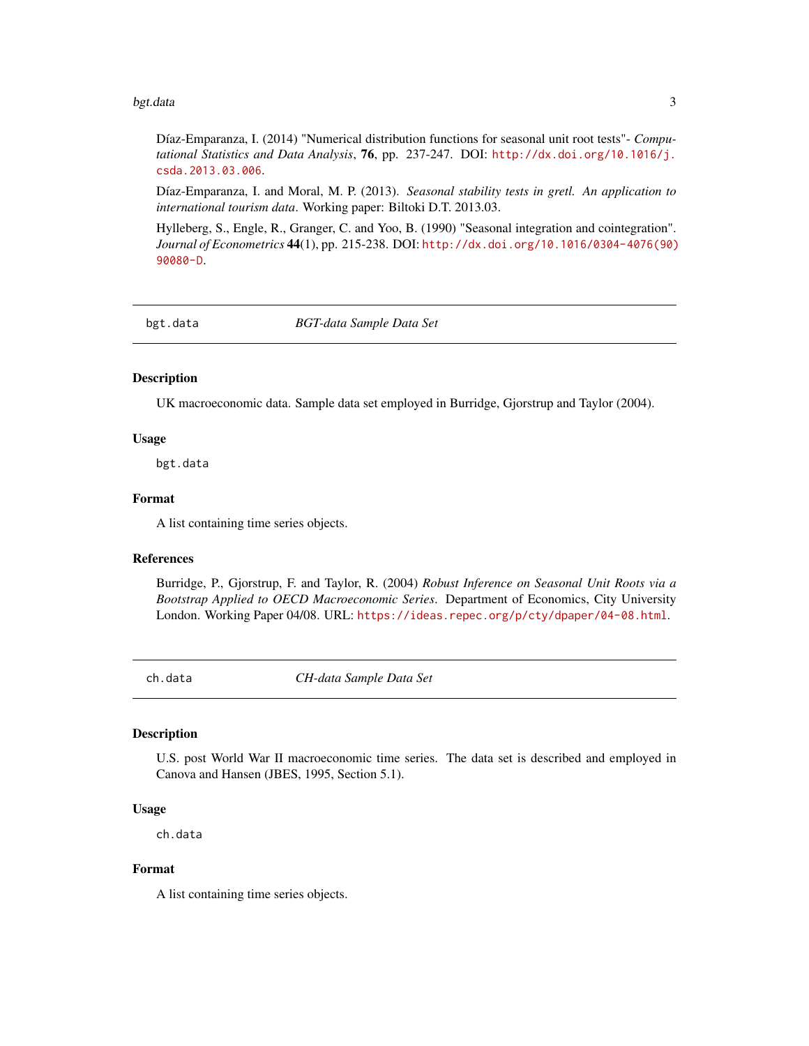Díaz-Emparanza, I. (2014) "Numerical distribution functions for seasonal unit root tests"- *Computational Statistics and Data Analysis*, **76**, pp. 237-247. DOI: http://dx.doi.org/10.1016/j.csda.2013.03.006.

Díaz-Emparanza, I. and Moral, M. P. (2013). *Seasonal stability tests in gretl. An application to international tourism data*. Working paper: Biltoki D.T. 2013.03.

Hylleberg, S., Engle, R., Granger, C. and Yoo, B. (1990) "Seasonal integration and cointegration". *Journal of Econometrics* **44**(1), pp. 215-238. DOI: http://dx.doi.org/10.1016/0304-4076(90)90080-D.

---

## bgt.data — *BGT-data Sample Data Set*

### Description

UK macroeconomic data. Sample data set employed in Burridge, Gjorstrup and Taylor (2004).

### Usage

```
bgt.data
```

### Format

A list containing time series objects.

### References

Burridge, P., Gjorstrup, F. and Taylor, R. (2004) *Robust Inference on Seasonal Unit Roots via a Bootstrap Applied to OECD Macroeconomic Series*. Department of Economics, City University London. Working Paper 04/08. URL: https://ideas.repec.org/p/cty/dpaper/04-08.html.

---

## ch.data — *CH-data Sample Data Set*

### Description

U.S. post World War II macroeconomic time series. The data set is described and employed in Canova and Hansen (JBES, 1995, Section 5.1).

### Usage

```
ch.data
```

### Format

A list containing time series objects.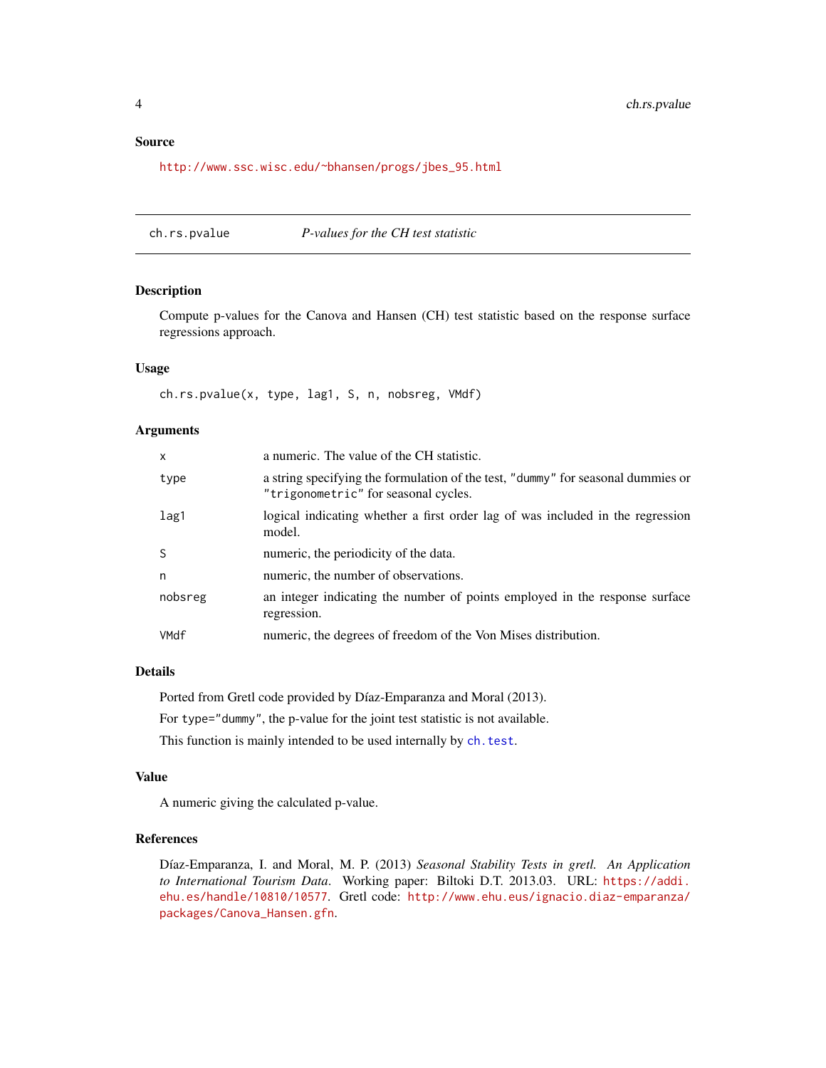## Source

http://www.ssc.wisc.edu/~bhansen/progs/jbes_95.html

---

# ch.rs.pvalue — *P-values for the CH test statistic*

---

## Description

Compute p-values for the Canova and Hansen (CH) test statistic based on the response surface regressions approach.

## Usage

```
ch.rs.pvalue(x, type, lag1, S, n, nobsreg, VMdf)
```

## Arguments

| | |
|---|---|
| x | a numeric. The value of the CH statistic. |
| type | a string specifying the formulation of the test, "dummy" for seasonal dummies or "trigonometric" for seasonal cycles. |
| lag1 | logical indicating whether a first order lag of was included in the regression model. |
| S | numeric, the periodicity of the data. |
| n | numeric, the number of observations. |
| nobsreg | an integer indicating the number of points employed in the response surface regression. |
| VMdf | numeric, the degrees of freedom of the Von Mises distribution. |

## Details

Ported from Gretl code provided by Díaz-Emparanza and Moral (2013).

For `type="dummy"`, the p-value for the joint test statistic is not available.

This function is mainly intended to be used internally by `ch.test`.

## Value

A numeric giving the calculated p-value.

## References

Díaz-Emparanza, I. and Moral, M. P. (2013) *Seasonal Stability Tests in gretl. An Application to International Tourism Data*. Working paper: Biltoki D.T. 2013.03. URL: https://addi.ehu.es/handle/10810/10577. Gretl code: http://www.ehu.eus/ignacio.diaz-emparanza/packages/Canova_Hansen.gfn.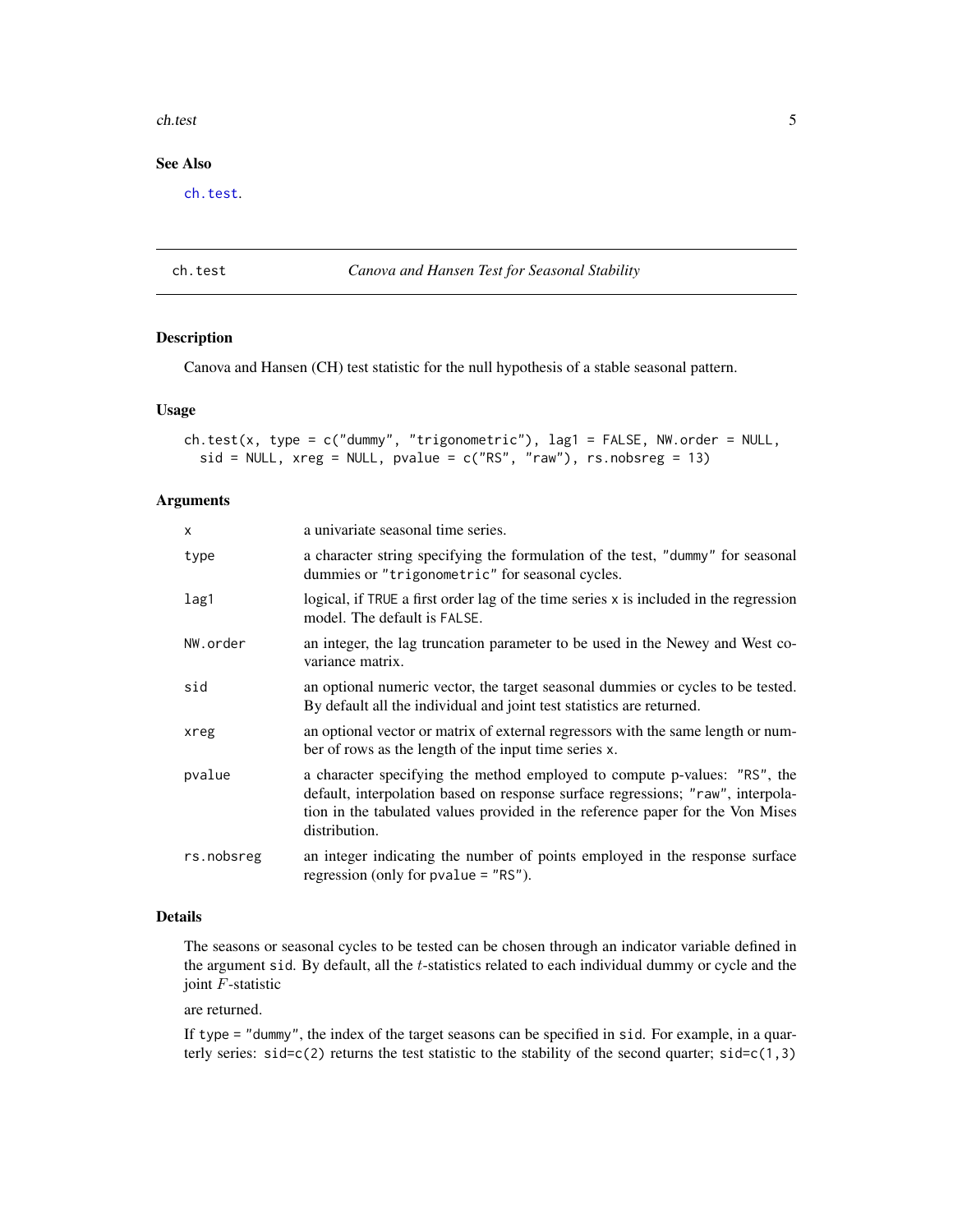## See Also

ch.test.

---

# ch.test — *Canova and Hansen Test for Seasonal Stability*

## Description

Canova and Hansen (CH) test statistic for the null hypothesis of a stable seasonal pattern.

## Usage

```
ch.test(x, type = c("dummy", "trigonometric"), lag1 = FALSE, NW.order = NULL,
  sid = NULL, xreg = NULL, pvalue = c("RS", "raw"), rs.nobsreg = 13)
```

## Arguments

| | |
|---|---|
| x | a univariate seasonal time series. |
| type | a character string specifying the formulation of the test, "dummy" for seasonal dummies or "trigonometric" for seasonal cycles. |
| lag1 | logical, if TRUE a first order lag of the time series x is included in the regression model. The default is FALSE. |
| NW.order | an integer, the lag truncation parameter to be used in the Newey and West covariance matrix. |
| sid | an optional numeric vector, the target seasonal dummies or cycles to be tested. By default all the individual and joint test statistics are returned. |
| xreg | an optional vector or matrix of external regressors with the same length or number of rows as the length of the input time series x. |
| pvalue | a character specifying the method employed to compute p-values: "RS", the default, interpolation based on response surface regressions; "raw", interpolation in the tabulated values provided in the reference paper for the Von Mises distribution. |
| rs.nobsreg | an integer indicating the number of points employed in the response surface regression (only for pvalue = "RS"). |

## Details

The seasons or seasonal cycles to be tested can be chosen through an indicator variable defined in the argument sid. By default, all the $t$-statistics related to each individual dummy or cycle and the joint $F$-statistic

are returned.

If type = "dummy", the index of the target seasons can be specified in sid. For example, in a quarterly series: sid=c(2) returns the test statistic to the stability of the second quarter; sid=c(1,3)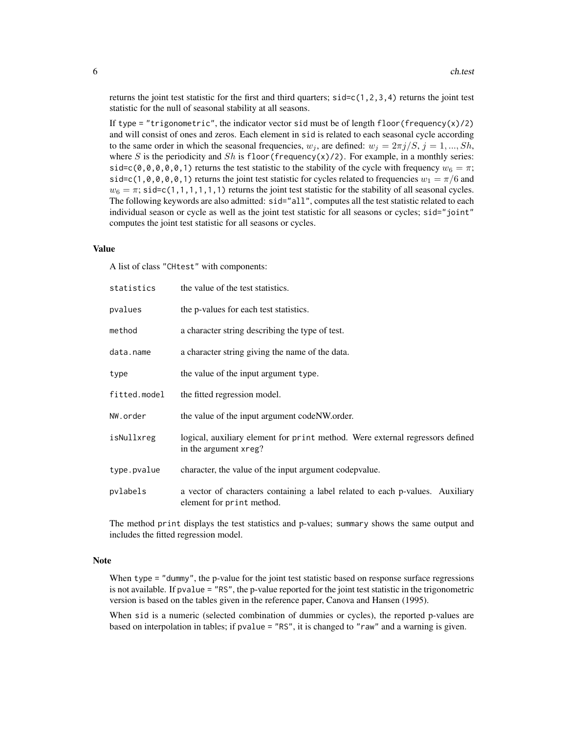returns the joint test statistic for the first and third quarters; `sid=c(1,2,3,4)` returns the joint test statistic for the null of seasonal stability at all seasons.

If `type = "trigonometric"`, the indicator vector `sid` must be of length `floor(frequency(x)/2)` and will consist of ones and zeros. Each element in `sid` is related to each seasonal cycle according to the same order in which the seasonal frequencies, $w_j$, are defined: $w_j = 2\pi j/S$, $j = 1, ..., Sh$, where $S$ is the periodicity and $Sh$ is `floor(frequency(x)/2)`. For example, in a monthly series: `sid=c(0,0,0,0,0,1)` returns the test statistic to the stability of the cycle with frequency $w_6 = \pi$; `sid=c(1,0,0,0,0,1)` returns the joint test statistic for cycles related to frequencies $w_1 = \pi/6$ and $w_6 = \pi$; `sid=c(1,1,1,1,1,1)` returns the joint test statistic for the stability of all seasonal cycles. The following keywords are also admitted: `sid="all"`, computes all the test statistic related to each individual season or cycle as well as the joint test statistic for all seasons or cycles; `sid="joint"` computes the joint test statistic for all seasons or cycles.

## Value

A list of class `"CHtest"` with components:

| | |
|---|---|
| `statistics` | the value of the test statistics. |
| `pvalues` | the p-values for each test statistics. |
| `method` | a character string describing the type of test. |
| `data.name` | a character string giving the name of the data. |
| `type` | the value of the input argument `type`. |
| `fitted.model` | the fitted regression model. |
| `NW.order` | the value of the input argument codeNW.order. |
| `isNullxreg` | logical, auxiliary element for `print` method. Were external regressors defined in the argument `xreg`? |
| `type.pvalue` | character, the value of the input argument codepvalue. |
| `pvlabels` | a vector of characters containing a label related to each p-values. Auxiliary element for `print` method. |

The method `print` displays the test statistics and p-values; `summary` shows the same output and includes the fitted regression model.

## Note

When `type = "dummy"`, the p-value for the joint test statistic based on response surface regressions is not available. If `pvalue = "RS"`, the p-value reported for the joint test statistic in the trigonometric version is based on the tables given in the reference paper, Canova and Hansen (1995).

When `sid` is a numeric (selected combination of dummies or cycles), the reported p-values are based on interpolation in tables; if `pvalue = "RS"`, it is changed to `"raw"` and a warning is given.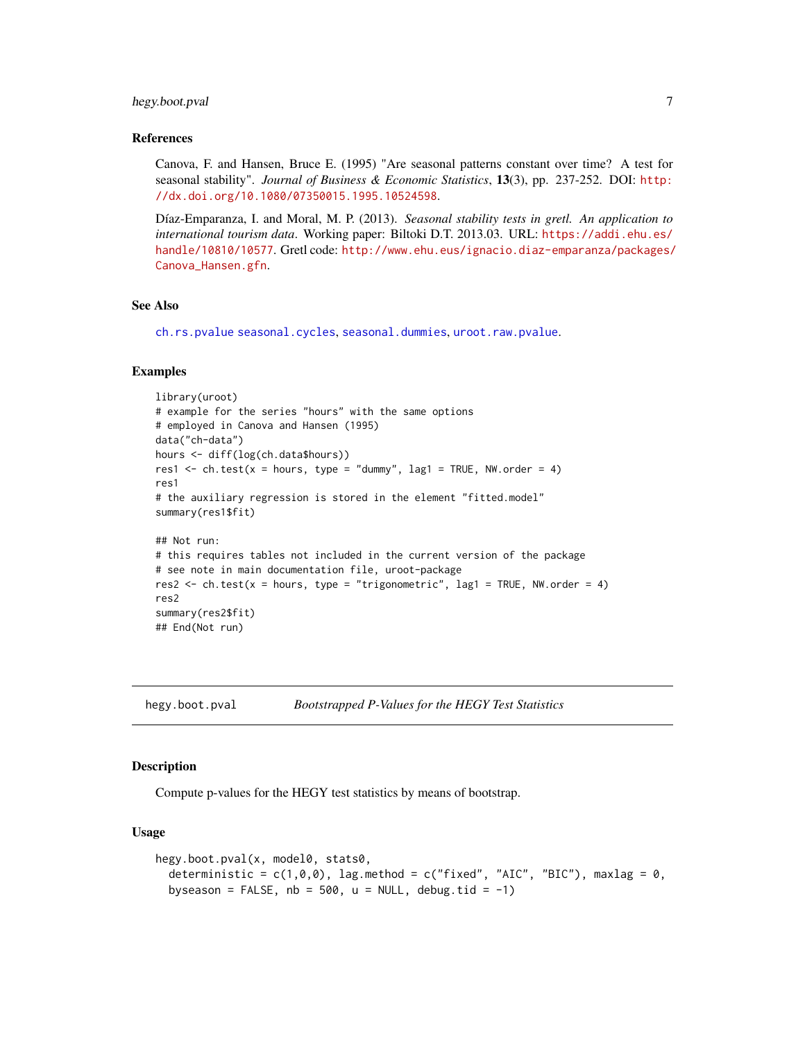### References

Canova, F. and Hansen, Bruce E. (1995) "Are seasonal patterns constant over time? A test for seasonal stability". *Journal of Business & Economic Statistics*, **13**(3), pp. 237-252. DOI: http://dx.doi.org/10.1080/07350015.1995.10524598.

Díaz-Emparanza, I. and Moral, M. P. (2013). *Seasonal stability tests in gretl. An application to international tourism data*. Working paper: Biltoki D.T. 2013.03. URL: https://addi.ehu.es/handle/10810/10577. Gretl code: http://www.ehu.eus/ignacio.diaz-emparanza/packages/Canova_Hansen.gfn.

### See Also

ch.rs.pvalue seasonal.cycles, seasonal.dummies, uroot.raw.pvalue.

### Examples

```
library(uroot)
# example for the series "hours" with the same options
# employed in Canova and Hansen (1995)
data("ch-data")
hours <- diff(log(ch.data$hours))
res1 <- ch.test(x = hours, type = "dummy", lag1 = TRUE, NW.order = 4)
res1
# the auxiliary regression is stored in the element "fitted.model"
summary(res1$fit)

## Not run:
# this requires tables not included in the current version of the package
# see note in main documentation file, uroot-package
res2 <- ch.test(x = hours, type = "trigonometric", lag1 = TRUE, NW.order = 4)
res2
summary(res2$fit)
## End(Not run)
```

---

## hegy.boot.pval — *Bootstrapped P-Values for the HEGY Test Statistics*

### Description

Compute p-values for the HEGY test statistics by means of bootstrap.

### Usage

```
hegy.boot.pval(x, model0, stats0,
  deterministic = c(1,0,0), lag.method = c("fixed", "AIC", "BIC"), maxlag = 0,
  byseason = FALSE, nb = 500, u = NULL, debug.tid = -1)
```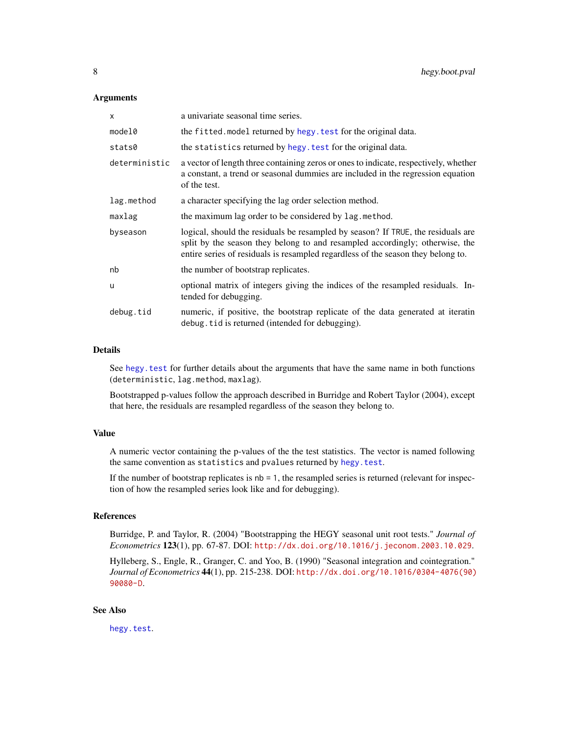## Arguments

| | |
|---|---|
| `x` | a univariate seasonal time series. |
| `model0` | the `fitted.model` returned by `hegy.test` for the original data. |
| `stats0` | the `statistics` returned by `hegy.test` for the original data. |
| `deterministic` | a vector of length three containing zeros or ones to indicate, respectively, whether a constant, a trend or seasonal dummies are included in the regression equation of the test. |
| `lag.method` | a character specifying the lag order selection method. |
| `maxlag` | the maximum lag order to be considered by `lag.method`. |
| `byseason` | logical, should the residuals be resampled by season? If `TRUE`, the residuals are split by the season they belong to and resampled accordingly; otherwise, the entire series of residuals is resampled regardless of the season they belong to. |
| `nb` | the number of bootstrap replicates. |
| `u` | optional matrix of integers giving the indices of the resampled residuals. Intended for debugging. |
| `debug.tid` | numeric, if positive, the bootstrap replicate of the data generated at iteratin `debug.tid` is returned (intended for debugging). |

## Details

See `hegy.test` for further details about the arguments that have the same name in both functions (`deterministic`, `lag.method`, `maxlag`).

Bootstrapped p-values follow the approach described in Burridge and Robert Taylor (2004), except that here, the residuals are resampled regardless of the season they belong to.

## Value

A numeric vector containing the p-values of the the test statistics. The vector is named following the same convention as `statistics` and `pvalues` returned by `hegy.test`.

If the number of bootstrap replicates is `nb = 1`, the resampled series is returned (relevant for inspection of how the resampled series look like and for debugging).

## References

Burridge, P. and Taylor, R. (2004) "Bootstrapping the HEGY seasonal unit root tests." *Journal of Econometrics* **123**(1), pp. 67-87. DOI: http://dx.doi.org/10.1016/j.jeconom.2003.10.029.

Hylleberg, S., Engle, R., Granger, C. and Yoo, B. (1990) "Seasonal integration and cointegration." *Journal of Econometrics* **44**(1), pp. 215-238. DOI: http://dx.doi.org/10.1016/0304-4076(90)90080-D.

## See Also

`hegy.test`.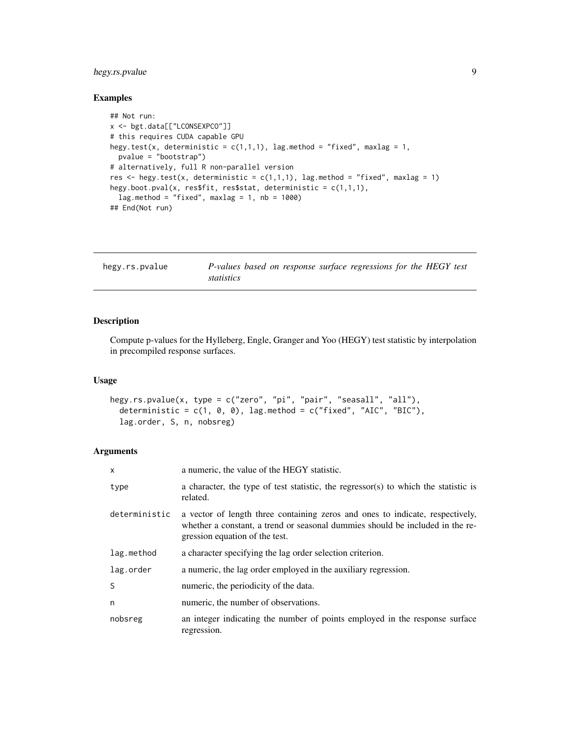### Examples

```
## Not run:
x <- bgt.data[["LCONSEXPCO"]]
# this requires CUDA capable GPU
hegy.test(x, deterministic = c(1,1,1), lag.method = "fixed", maxlag = 1,
  pvalue = "bootstrap")
# alternatively, full R non-parallel version
res <- hegy.test(x, deterministic = c(1,1,1), lag.method = "fixed", maxlag = 1)
hegy.boot.pval(x, res$fit, res$stat, deterministic = c(1,1,1),
  lag.method = "fixed", maxlag = 1, nb = 1000)
## End(Not run)
```

---

## hegy.rs.pvalue — *P-values based on response surface regressions for the HEGY test statistics*

---

### Description

Compute p-values for the Hylleberg, Engle, Granger and Yoo (HEGY) test statistic by interpolation in precompiled response surfaces.

### Usage

```
hegy.rs.pvalue(x, type = c("zero", "pi", "pair", "seasall", "all"),
  deterministic = c(1, 0, 0), lag.method = c("fixed", "AIC", "BIC"),
  lag.order, S, n, nobsreg)
```

### Arguments

| | |
|---|---|
| `x` | a numeric, the value of the HEGY statistic. |
| `type` | a character, the type of test statistic, the regressor(s) to which the statistic is related. |
| `deterministic` | a vector of length three containing zeros and ones to indicate, respectively, whether a constant, a trend or seasonal dummies should be included in the regression equation of the test. |
| `lag.method` | a character specifying the lag order selection criterion. |
| `lag.order` | a numeric, the lag order employed in the auxiliary regression. |
| `S` | numeric, the periodicity of the data. |
| `n` | numeric, the number of observations. |
| `nobsreg` | an integer indicating the number of points employed in the response surface regression. |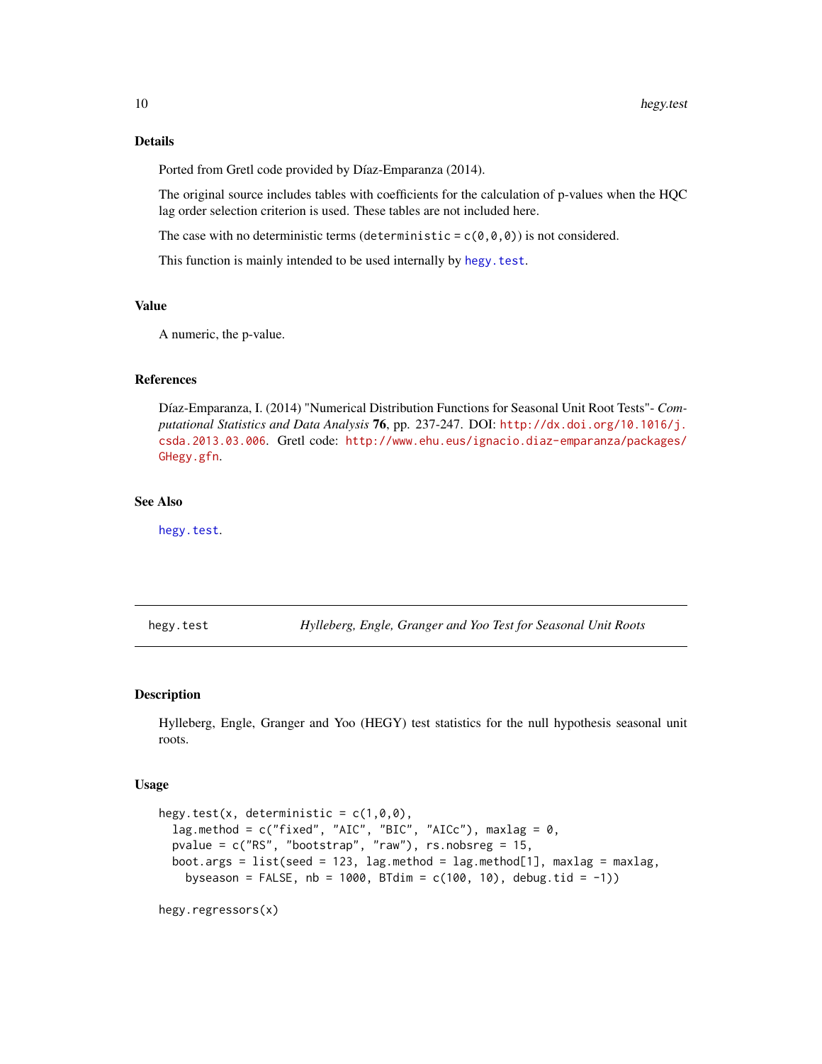### Details

Ported from Gretl code provided by Díaz-Emparanza (2014).

The original source includes tables with coefficients for the calculation of p-values when the HQC lag order selection criterion is used. These tables are not included here.

The case with no deterministic terms (`deterministic = c(0,0,0)`) is not considered.

This function is mainly intended to be used internally by `hegy.test`.

### Value

A numeric, the p-value.

### References

Díaz-Emparanza, I. (2014) "Numerical Distribution Functions for Seasonal Unit Root Tests"- *Computational Statistics and Data Analysis* **76**, pp. 237-247. DOI: http://dx.doi.org/10.1016/j.csda.2013.03.006. Gretl code: http://www.ehu.eus/ignacio.diaz-emparanza/packages/GHegy.gfn.

### See Also

`hegy.test`.

---

## hegy.test — *Hylleberg, Engle, Granger and Yoo Test for Seasonal Unit Roots*

### Description

Hylleberg, Engle, Granger and Yoo (HEGY) test statistics for the null hypothesis seasonal unit roots.

### Usage

```
hegy.test(x, deterministic = c(1,0,0),
  lag.method = c("fixed", "AIC", "BIC", "AICc"), maxlag = 0,
  pvalue = c("RS", "bootstrap", "raw"), rs.nobsreg = 15,
  boot.args = list(seed = 123, lag.method = lag.method[1], maxlag = maxlag,
    byseason = FALSE, nb = 1000, BTdim = c(100, 10), debug.tid = -1))

hegy.regressors(x)
```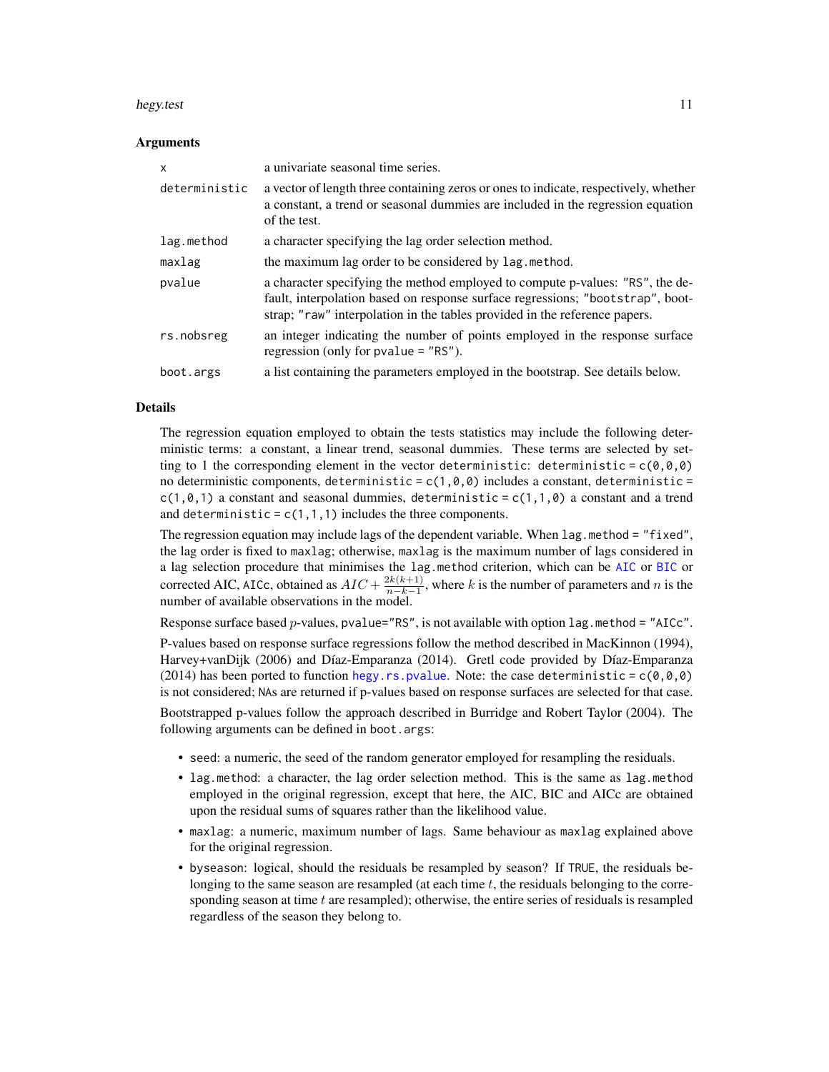### Arguments

| | |
|---|---|
| `x` | a univariate seasonal time series. |
| `deterministic` | a vector of length three containing zeros or ones to indicate, respectively, whether a constant, a trend or seasonal dummies are included in the regression equation of the test. |
| `lag.method` | a character specifying the lag order selection method. |
| `maxlag` | the maximum lag order to be considered by `lag.method`. |
| `pvalue` | a character specifying the method employed to compute p-values: `"RS"`, the default, interpolation based on response surface regressions; `"bootstrap"`, bootstrap; `"raw"` interpolation in the tables provided in the reference papers. |
| `rs.nobsreg` | an integer indicating the number of points employed in the response surface regression (only for `pvalue = "RS"`). |
| `boot.args` | a list containing the parameters employed in the bootstrap. See details below. |

### Details

The regression equation employed to obtain the tests statistics may include the following deterministic terms: a constant, a linear trend, seasonal dummies. These terms are selected by setting to 1 the corresponding element in the vector `deterministic`: `deterministic = c(0,0,0)` no deterministic components, `deterministic = c(1,0,0)` includes a constant, `deterministic = c(1,0,1)` a constant and seasonal dummies, `deterministic = c(1,1,0)` a constant and a trend and `deterministic = c(1,1,1)` includes the three components.

The regression equation may include lags of the dependent variable. When `lag.method = "fixed"`, the lag order is fixed to `maxlag`; otherwise, `maxlag` is the maximum number of lags considered in a lag selection procedure that minimises the `lag.method` criterion, which can be AIC or BIC or corrected AIC, `AICc`, obtained as $AIC + \frac{2k(k+1)}{n-k-1}$, where $k$ is the number of parameters and $n$ is the number of available observations in the model.

Response surface based $p$-values, `pvalue="RS"`, is not available with option `lag.method = "AICc"`.

P-values based on response surface regressions follow the method described in MacKinnon (1994), Harvey+vanDijk (2006) and Díaz-Emparanza (2014). Gretl code provided by Díaz-Emparanza (2014) has been ported to function `hegy.rs.pvalue`. Note: the case `deterministic = c(0,0,0)` is not considered; `NA`s are returned if p-values based on response surfaces are selected for that case.

Bootstrapped p-values follow the approach described in Burridge and Robert Taylor (2004). The following arguments can be defined in `boot.args`:

- `seed`: a numeric, the seed of the random generator employed for resampling the residuals.
- `lag.method`: a character, the lag order selection method. This is the same as `lag.method` employed in the original regression, except that here, the AIC, BIC and AICc are obtained upon the residual sums of squares rather than the likelihood value.
- `maxlag`: a numeric, maximum number of lags. Same behaviour as `maxlag` explained above for the original regression.
- `byseason`: logical, should the residuals be resampled by season? If `TRUE`, the residuals belonging to the same season are resampled (at each time $t$, the residuals belonging to the corresponding season at time $t$ are resampled); otherwise, the entire series of residuals is resampled regardless of the season they belong to.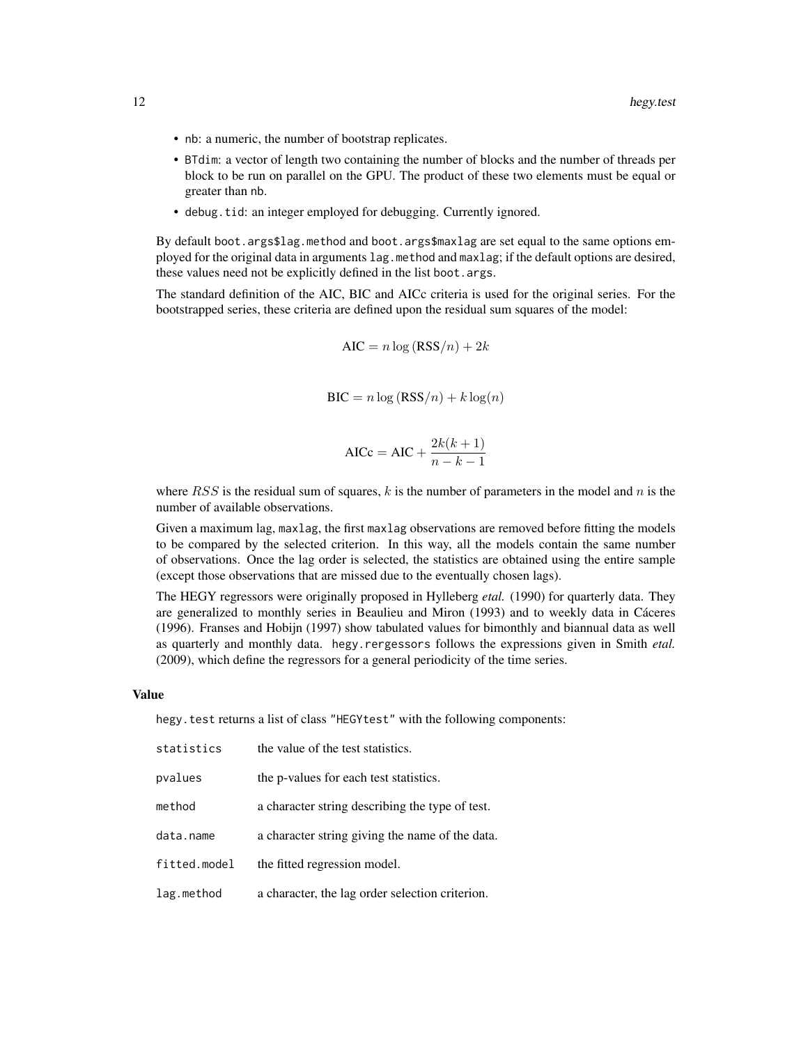- `nb`: a numeric, the number of bootstrap replicates.
- `BTdim`: a vector of length two containing the number of blocks and the number of threads per block to be run on parallel on the GPU. The product of these two elements must be equal or greater than `nb`.
- `debug.tid`: an integer employed for debugging. Currently ignored.

By default `boot.args$lag.method` and `boot.args$maxlag` are set equal to the same options employed for the original data in arguments `lag.method` and `maxlag`; if the default options are desired, these values need not be explicitly defined in the list `boot.args`.

The standard definition of the AIC, BIC and AICc criteria is used for the original series. For the bootstrapped series, these criteria are defined upon the residual sum squares of the model:

$$\text{AIC} = n \log(\text{RSS}/n) + 2k$$

$$\text{BIC} = n \log(\text{RSS}/n) + k \log(n)$$

$$\text{AICc} = \text{AIC} + \frac{2k(k+1)}{n-k-1}$$

where $RSS$ is the residual sum of squares, $k$ is the number of parameters in the model and $n$ is the number of available observations.

Given a maximum lag, `maxlag`, the first `maxlag` observations are removed before fitting the models to be compared by the selected criterion. In this way, all the models contain the same number of observations. Once the lag order is selected, the statistics are obtained using the entire sample (except those observations that are missed due to the eventually chosen lags).

The HEGY regressors were originally proposed in Hylleberg *etal.* (1990) for quarterly data. They are generalized to monthly series in Beaulieu and Miron (1993) and to weekly data in Cáceres (1996). Franses and Hobijn (1997) show tabulated values for bimonthly and biannual data as well as quarterly and monthly data. `hegy.rergessors` follows the expressions given in Smith *etal.* (2009), which define the regressors for a general periodicity of the time series.

### Value

`hegy.test` returns a list of class `"HEGYtest"` with the following components:

| | |
|---|---|
| `statistics` | the value of the test statistics. |
| `pvalues` | the p-values for each test statistics. |
| `method` | a character string describing the type of test. |
| `data.name` | a character string giving the name of the data. |
| `fitted.model` | the fitted regression model. |
| `lag.method` | a character, the lag order selection criterion. |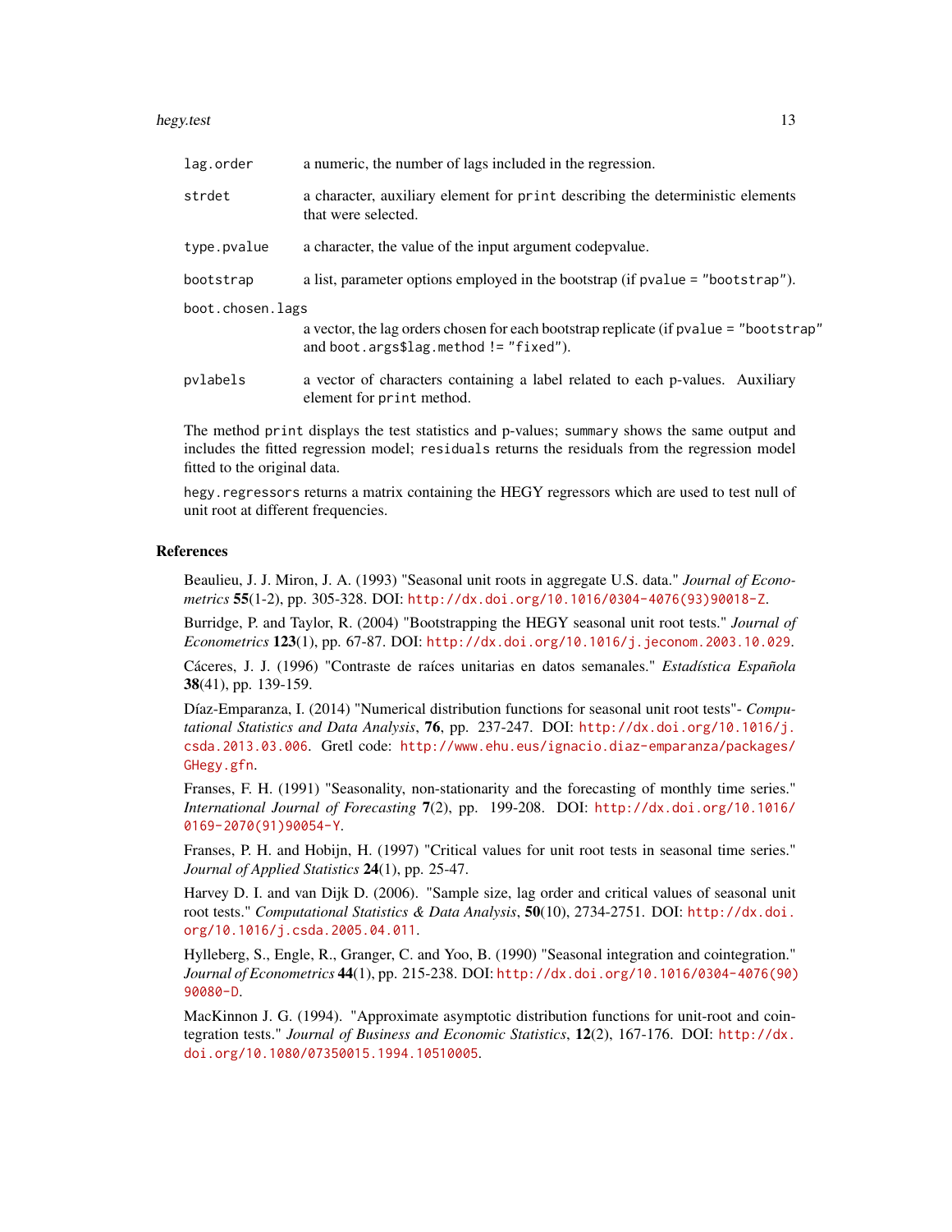lag.order
: a numeric, the number of lags included in the regression.

strdet
: a character, auxiliary element for `print` describing the deterministic elements that were selected.

type.pvalue
: a character, the value of the input argument codepvalue.

bootstrap
: a list, parameter options employed in the bootstrap (if `pvalue = "bootstrap"`).

boot.chosen.lags
: a vector, the lag orders chosen for each bootstrap replicate (if `pvalue = "bootstrap"` and `boot.args$lag.method != "fixed"`).

pvlabels
: a vector of characters containing a label related to each p-values. Auxiliary element for `print` method.

The method `print` displays the test statistics and p-values; `summary` shows the same output and includes the fitted regression model; `residuals` returns the residuals from the regression model fitted to the original data.

`hegy.regressors` returns a matrix containing the HEGY regressors which are used to test null of unit root at different frequencies.

## References

Beaulieu, J. J. Miron, J. A. (1993) "Seasonal unit roots in aggregate U.S. data." *Journal of Econometrics* **55**(1-2), pp. 305-328. DOI: http://dx.doi.org/10.1016/0304-4076(93)90018-Z.

Burridge, P. and Taylor, R. (2004) "Bootstrapping the HEGY seasonal unit root tests." *Journal of Econometrics* **123**(1), pp. 67-87. DOI: http://dx.doi.org/10.1016/j.jeconom.2003.10.029.

Cáceres, J. J. (1996) "Contraste de raíces unitarias en datos semanales." *Estadística Española* **38**(41), pp. 139-159.

Díaz-Emparanza, I. (2014) "Numerical distribution functions for seasonal unit root tests"- *Computational Statistics and Data Analysis*, **76**, pp. 237-247. DOI: http://dx.doi.org/10.1016/j.csda.2013.03.006. Gretl code: http://www.ehu.eus/ignacio.diaz-emparanza/packages/GHegy.gfn.

Franses, F. H. (1991) "Seasonality, non-stationarity and the forecasting of monthly time series." *International Journal of Forecasting* **7**(2), pp. 199-208. DOI: http://dx.doi.org/10.1016/0169-2070(91)90054-Y.

Franses, P. H. and Hobijn, H. (1997) "Critical values for unit root tests in seasonal time series." *Journal of Applied Statistics* **24**(1), pp. 25-47.

Harvey D. I. and van Dijk D. (2006). "Sample size, lag order and critical values of seasonal unit root tests." *Computational Statistics & Data Analysis*, **50**(10), 2734-2751. DOI: http://dx.doi.org/10.1016/j.csda.2005.04.011.

Hylleberg, S., Engle, R., Granger, C. and Yoo, B. (1990) "Seasonal integration and cointegration." *Journal of Econometrics* **44**(1), pp. 215-238. DOI: http://dx.doi.org/10.1016/0304-4076(90)90080-D.

MacKinnon J. G. (1994). "Approximate asymptotic distribution functions for unit-root and cointegration tests." *Journal of Business and Economic Statistics*, **12**(2), 167-176. DOI: http://dx.doi.org/10.1080/07350015.1994.10510005.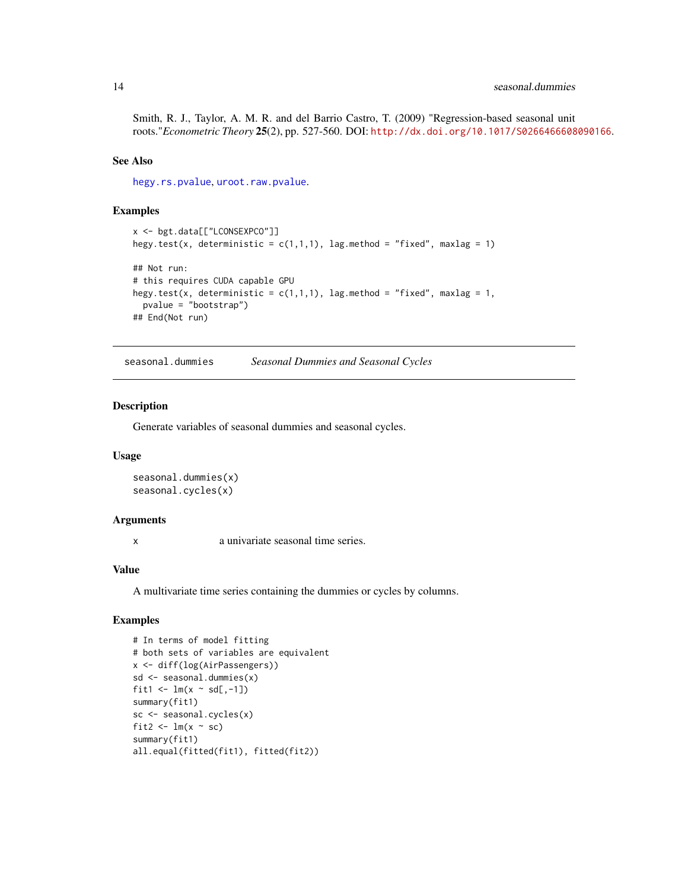Smith, R. J., Taylor, A. M. R. and del Barrio Castro, T. (2009) "Regression-based seasonal unit roots."*Econometric Theory* **25**(2), pp. 527-560. DOI: http://dx.doi.org/10.1017/S0266466608090166.

### See Also

hegy.rs.pvalue, uroot.raw.pvalue.

### Examples

```
x <- bgt.data[["LCONSEXPCO"]]
hegy.test(x, deterministic = c(1,1,1), lag.method = "fixed", maxlag = 1)

## Not run:
# this requires CUDA capable GPU
hegy.test(x, deterministic = c(1,1,1), lag.method = "fixed", maxlag = 1,
  pvalue = "bootstrap")
## End(Not run)
```

---

## seasonal.dummies &nbsp;&nbsp;&nbsp; *Seasonal Dummies and Seasonal Cycles*

### Description

Generate variables of seasonal dummies and seasonal cycles.

### Usage

```
seasonal.dummies(x)
seasonal.cycles(x)
```

### Arguments

| | |
|---|---|
| x | a univariate seasonal time series. |

### Value

A multivariate time series containing the dummies or cycles by columns.

### Examples

```
# In terms of model fitting
# both sets of variables are equivalent
x <- diff(log(AirPassengers))
sd <- seasonal.dummies(x)
fit1 <- lm(x ~ sd[,-1])
summary(fit1)
sc <- seasonal.cycles(x)
fit2 <- lm(x ~ sc)
summary(fit1)
all.equal(fitted(fit1), fitted(fit2))
```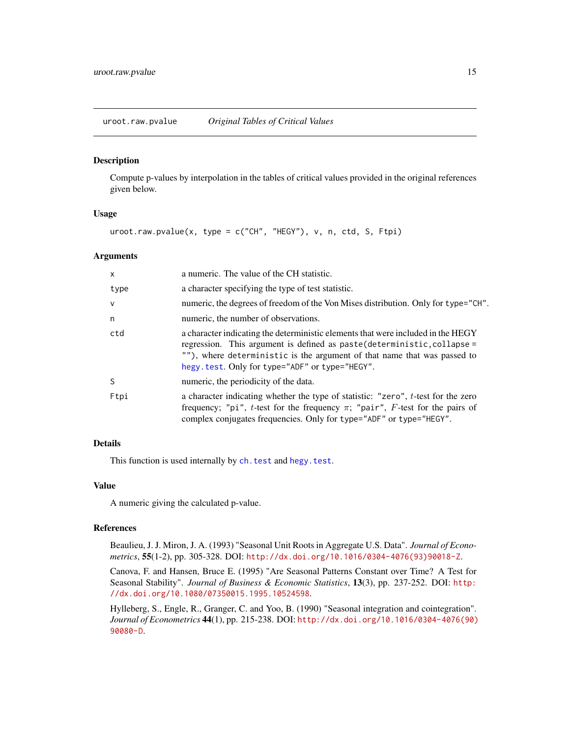uroot.raw.pvalue *Original Tables of Critical Values*

## Description

Compute p-values by interpolation in the tables of critical values provided in the original references given below.

## Usage

```
uroot.raw.pvalue(x, type = c("CH", "HEGY"), v, n, ctd, S, Ftpi)
```

## Arguments

| | |
|---|---|
| `x` | a numeric. The value of the CH statistic. |
| `type` | a character specifying the type of test statistic. |
| `v` | numeric, the degrees of freedom of the Von Mises distribution. Only for `type="CH"`. |
| `n` | numeric, the number of observations. |
| `ctd` | a character indicating the deterministic elements that were included in the HEGY regression. This argument is defined as `paste(deterministic,collapse = "")`, where `deterministic` is the argument of that name that was passed to `hegy.test`. Only for `type="ADF"` or `type="HEGY"`. |
| `S` | numeric, the periodicity of the data. |
| `Ftpi` | a character indicating whether the type of statistic: `"zero"`, $t$-test for the zero frequency; `"pi"`, $t$-test for the frequency $\pi$; `"pair"`, $F$-test for the pairs of complex conjugates frequencies. Only for `type="ADF"` or `type="HEGY"`. |

## Details

This function is used internally by `ch.test` and `hegy.test`.

## Value

A numeric giving the calculated p-value.

## References

Beaulieu, J. J. Miron, J. A. (1993) "Seasonal Unit Roots in Aggregate U.S. Data". *Journal of Econometrics*, **55**(1-2), pp. 305-328. DOI: http://dx.doi.org/10.1016/0304-4076(93)90018-Z.

Canova, F. and Hansen, Bruce E. (1995) "Are Seasonal Patterns Constant over Time? A Test for Seasonal Stability". *Journal of Business & Economic Statistics*, **13**(3), pp. 237-252. DOI: http://dx.doi.org/10.1080/07350015.1995.10524598.

Hylleberg, S., Engle, R., Granger, C. and Yoo, B. (1990) "Seasonal integration and cointegration". *Journal of Econometrics* **44**(1), pp. 215-238. DOI: http://dx.doi.org/10.1016/0304-4076(90)90080-D.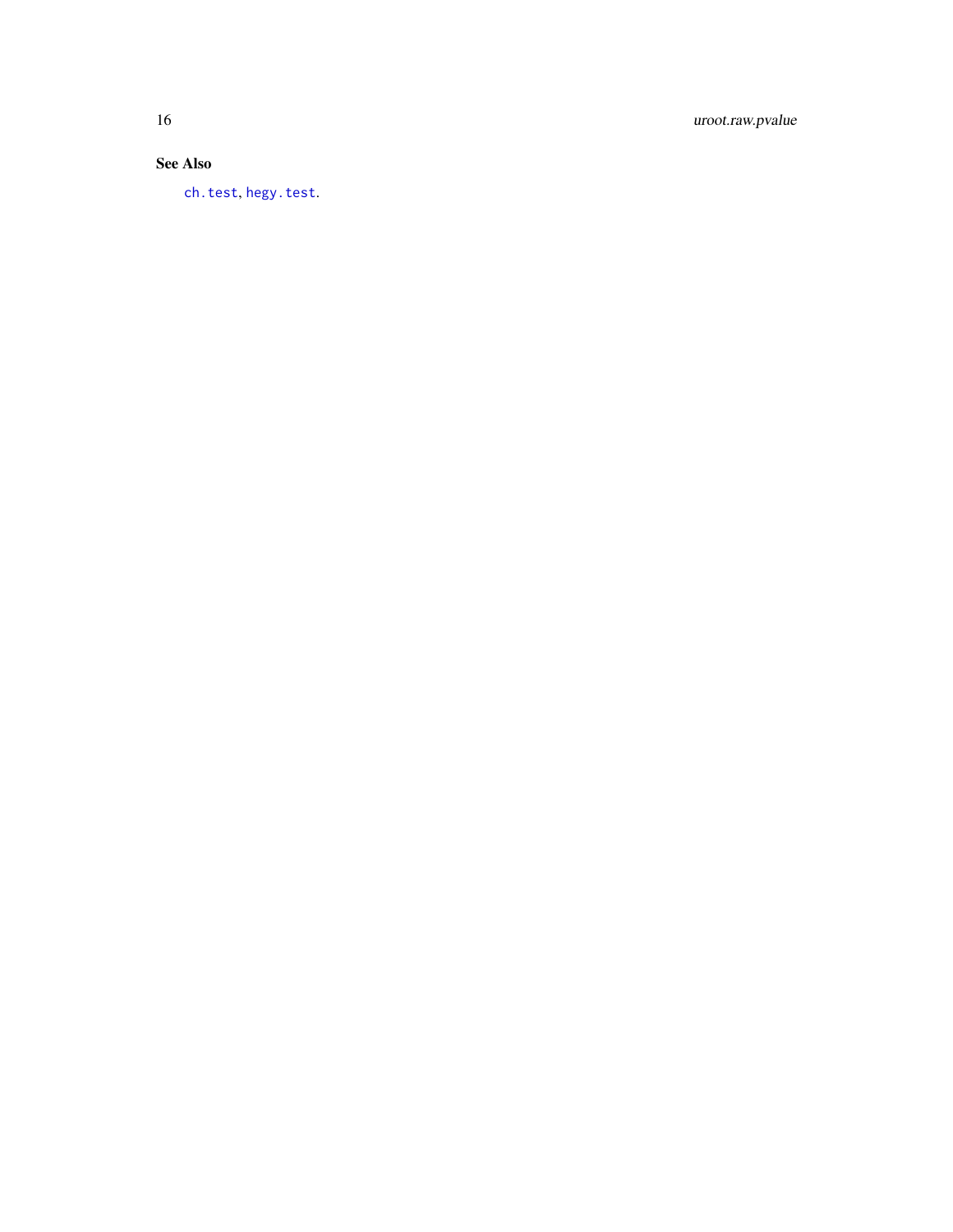### See Also

`ch.test`, `hegy.test`.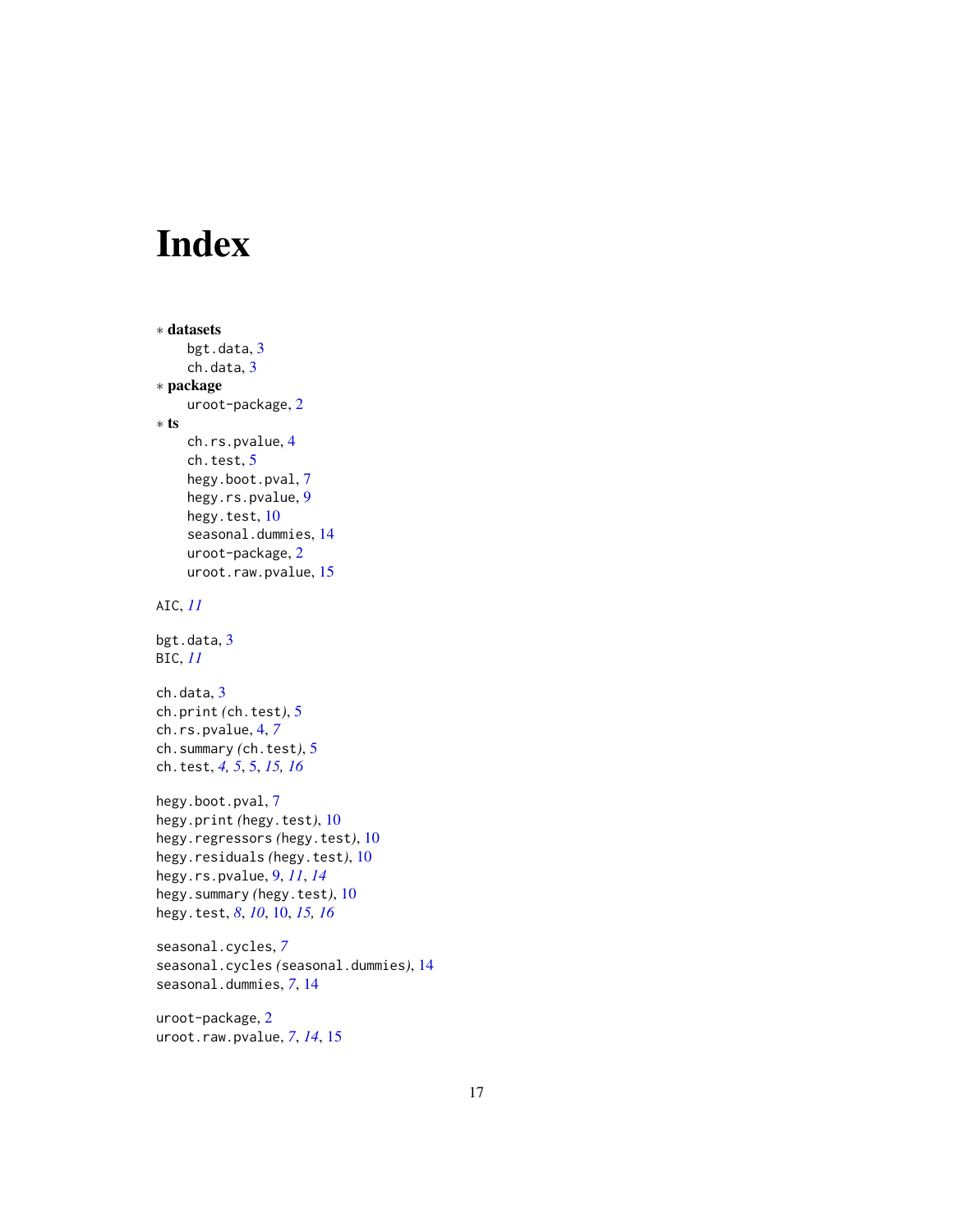# Index

* **datasets**
    bgt.data, 3
    ch.data, 3
* **package**
    uroot-package, 2
* **ts**
    ch.rs.pvalue, 4
    ch.test, 5
    hegy.boot.pval, 7
    hegy.rs.pvalue, 9
    hegy.test, 10
    seasonal.dummies, 14
    uroot-package, 2
    uroot.raw.pvalue, 15

AIC, *11*

bgt.data, 3
BIC, *11*

ch.data, 3
ch.print *(*ch.test*)*, 5
ch.rs.pvalue, 4, *7*
ch.summary *(*ch.test*)*, 5
ch.test, *4, 5*, 5, *15, 16*

hegy.boot.pval, 7
hegy.print *(*hegy.test*)*, 10
hegy.regressors *(*hegy.test*)*, 10
hegy.residuals *(*hegy.test*)*, 10
hegy.rs.pvalue, 9, *11*, *14*
hegy.summary *(*hegy.test*)*, 10
hegy.test, *8*, *10*, 10, *15, 16*

seasonal.cycles, *7*
seasonal.cycles *(*seasonal.dummies*)*, 14
seasonal.dummies, *7*, 14

uroot-package, 2
uroot.raw.pvalue, *7*, *14*, 15